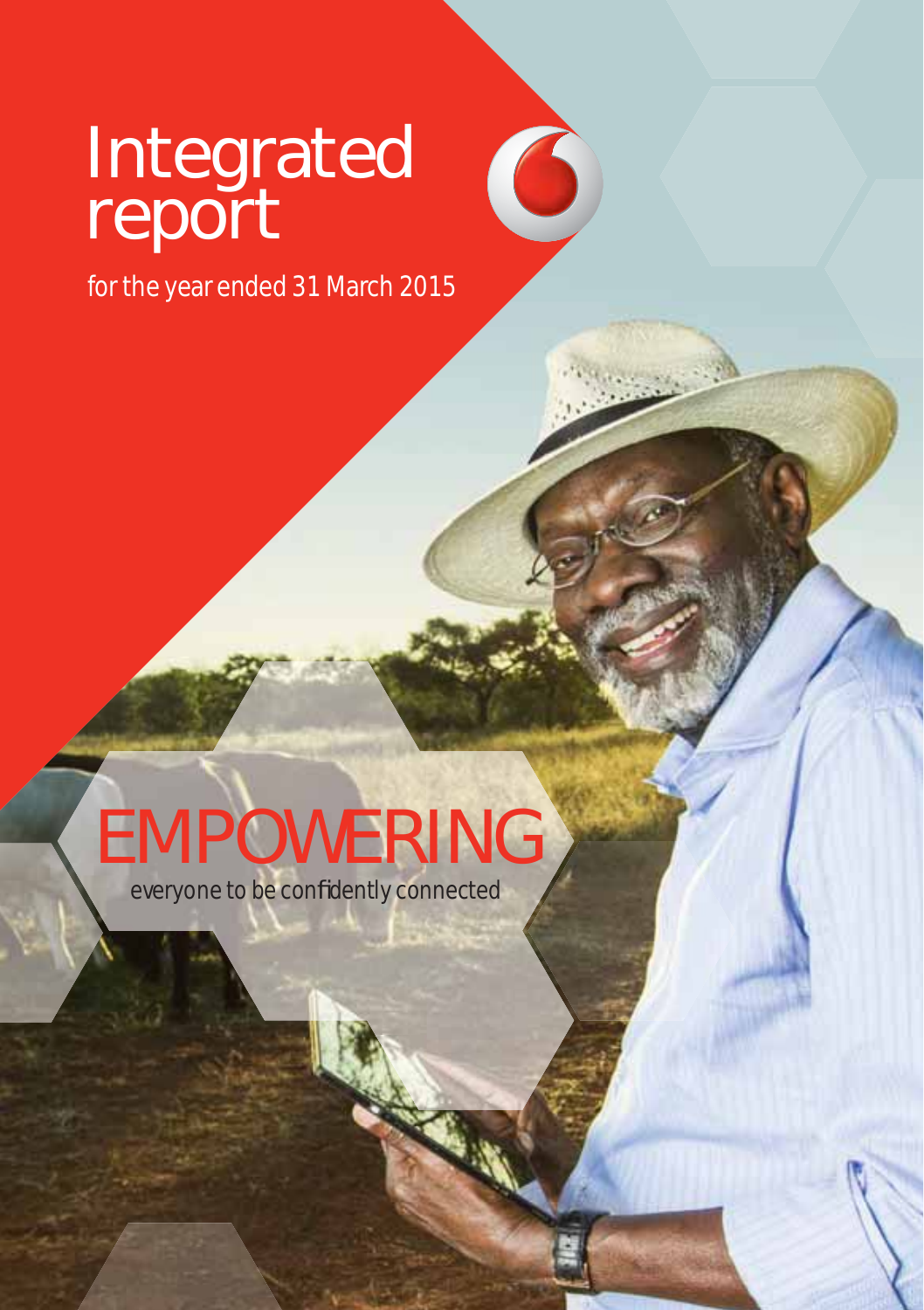# Integrated report

for the year ended 31 March 2015

EMPOWERING

everyone to be confidently connected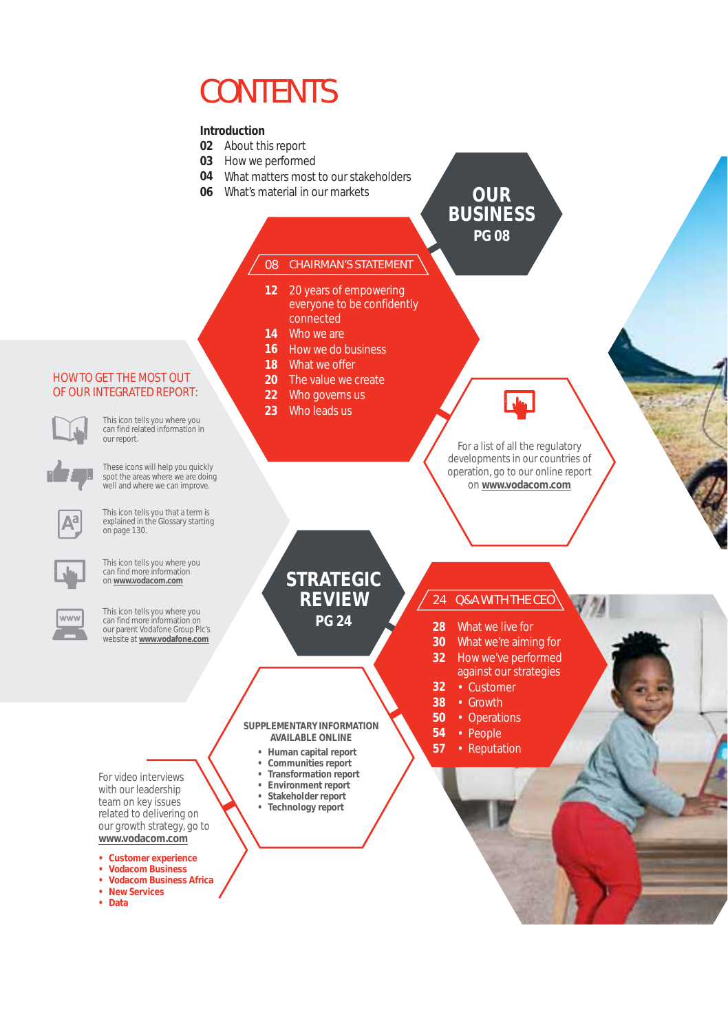# CONTENTS

**Introduction**

**02** About this report
**03** How we performed
**04** What matters most to our stakeholders
**06** What's material in our markets

## OUR BUSINESS PG 08

**08** CHAIRMAN'S STATEMENT

**12** 20 years of empowering everyone to be confidently connected
**14** Who we are
**16** How we do business
**18** What we offer
**20** The value we create
**22** Who governs us
**23** Who leads us

For a list of all the regulatory developments in our countries of operation, go to our online report on **www.vodacom.com**

## HOW TO GET THE MOST OUT OF OUR INTEGRATED REPORT:

This icon tells you where you can find related information in our report.

These icons will help you quickly spot the areas where we are doing well and where we can improve.

This icon tells you that a term is explained in the Glossary starting on page 130.

This icon tells you where you can find more information on **www.vodacom.com**

This icon tells you where you can find more information on our parent Vodafone Group Plc's website at **www.vodafone.com**

## STRATEGIC REVIEW PG 24

**24** Q&A WITH THE CEO

**28** What we live for
**30** What we're aiming for
**32** How we've performed against our strategies
**32** • Customer
**38** • Growth
**50** • Operations
**54** • People
**57** • Reputation

**SUPPLEMENTARY INFORMATION AVAILABLE ONLINE**

- **Human capital report**
- **Communities report**
- **Transformation report**
- **Environment report**
- **Stakeholder report**
- **Technology report**

For video interviews with our leadership team on key issues related to delivering on our growth strategy, go to **www.vodacom.com**

- **Customer experience**
- **Vodacom Business**
- **Vodacom Business Africa**
- **New Services**
- **Data**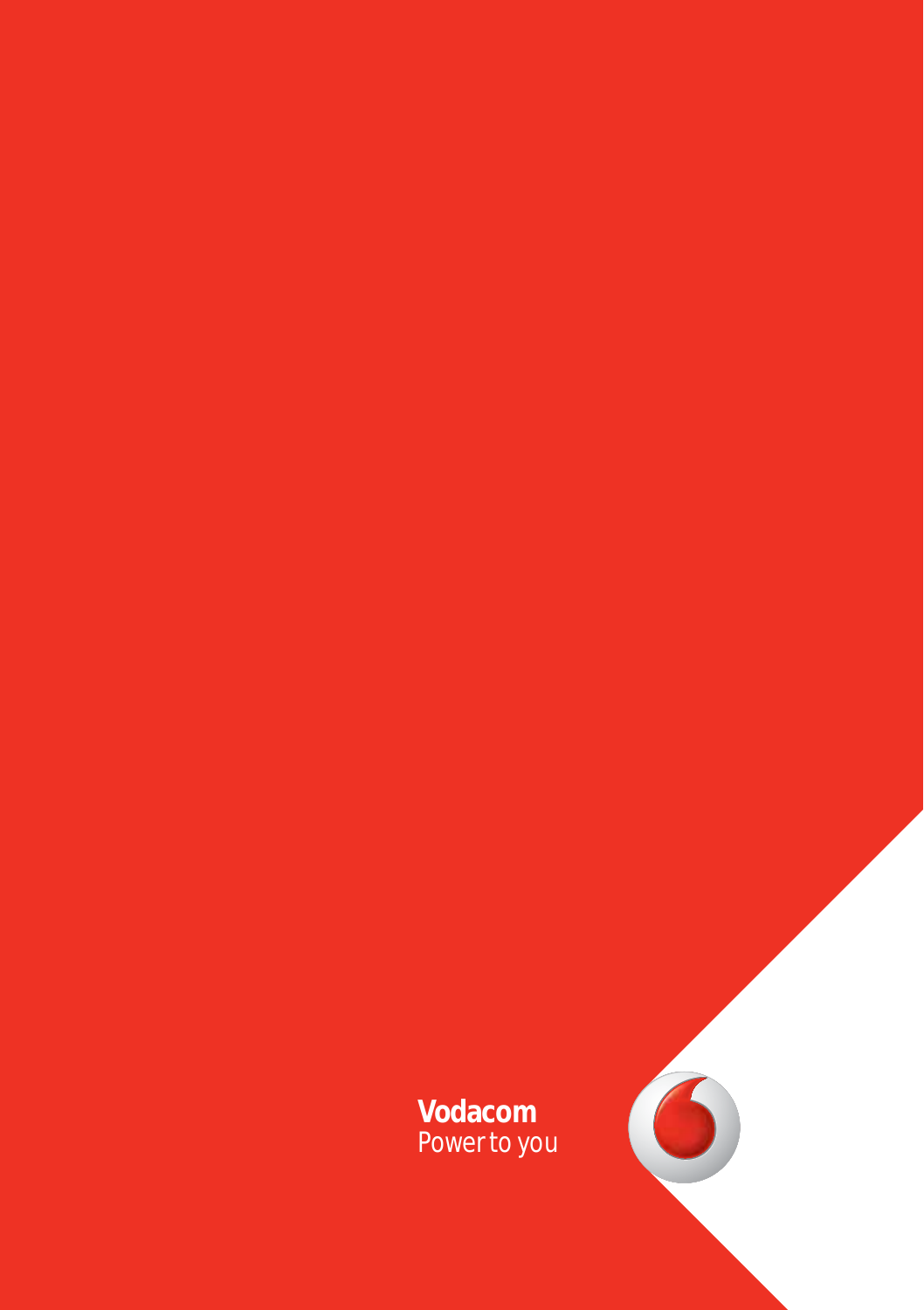**Vodacom**
Power to you